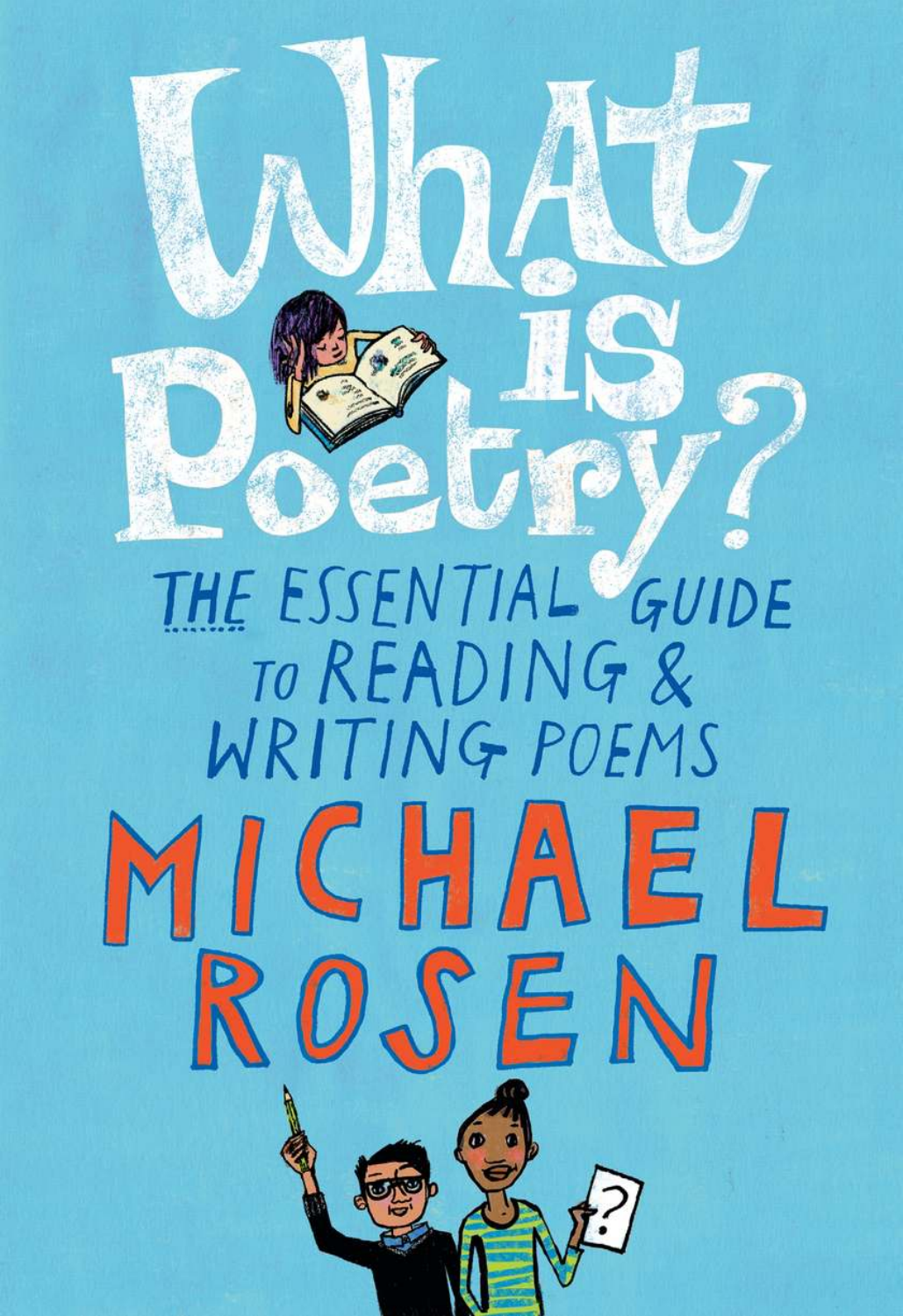# What is Poetry?

## THE ESSENTIAL GUIDE TO READING & WRITING POEMS

# MICHAEL ROSEN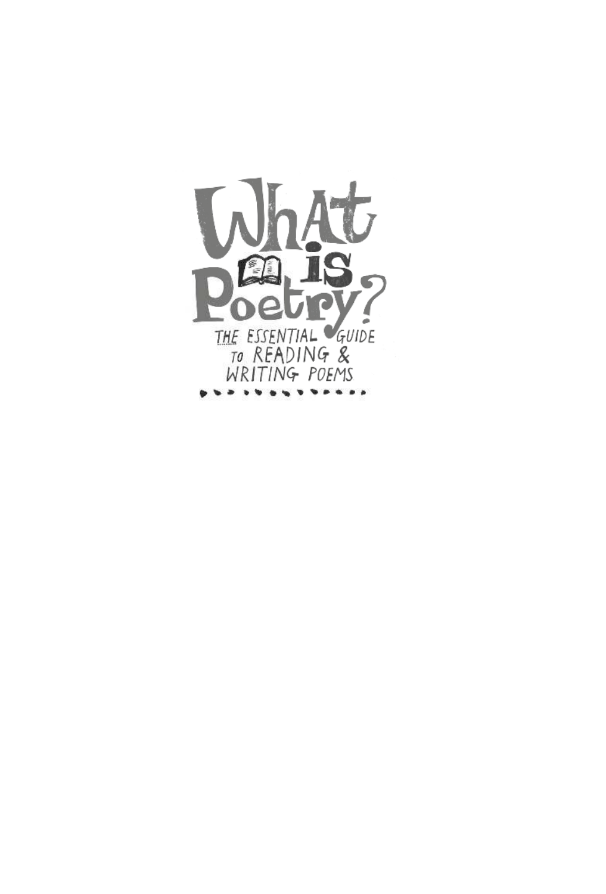# What is Poetry?

THE ESSENTIAL GUIDE TO READING & WRITING POEMS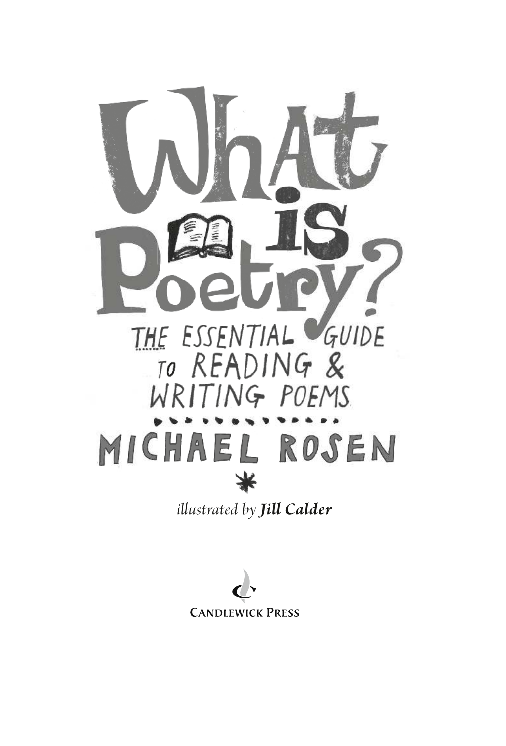# What is Poetry?

## THE ESSENTIAL GUIDE TO READING & WRITING POEMS

MICHAEL ROSEN

*

*illustrated by* ***Jill Calder***

CANDLEWICK PRESS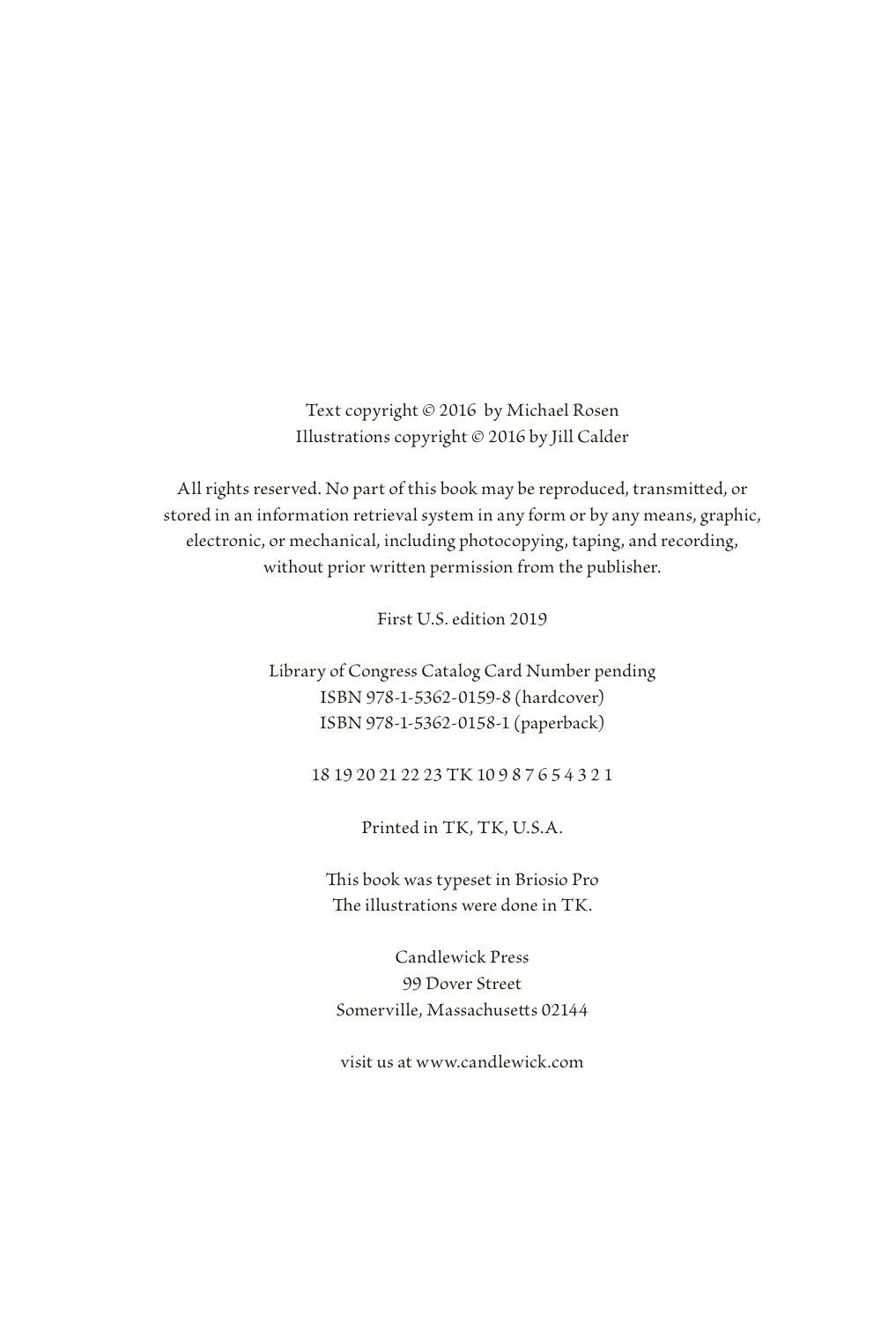Text copyright © 2016 by Michael Rosen
Illustrations copyright © 2016 by Jill Calder

All rights reserved. No part of this book may be reproduced, transmitted, or stored in an information retrieval system in any form or by any means, graphic, electronic, or mechanical, including photocopying, taping, and recording, without prior written permission from the publisher.

First U.S. edition 2019

Library of Congress Catalog Card Number pending
ISBN 978-1-5362-0159-8 (hardcover)
ISBN 978-1-5362-0158-1 (paperback)

18 19 20 21 22 23 TK 10 9 8 7 6 5 4 3 2 1

Printed in TK, TK, U.S.A.

This book was typeset in Briosio Pro
The illustrations were done in TK.

Candlewick Press
99 Dover Street
Somerville, Massachusetts 02144

visit us at www.candlewick.com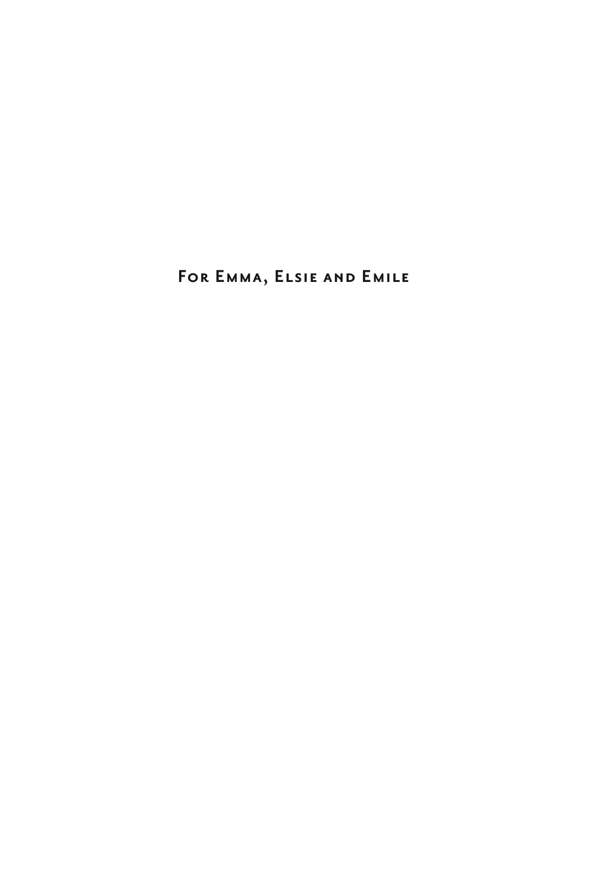For Emma, Elsie and Emile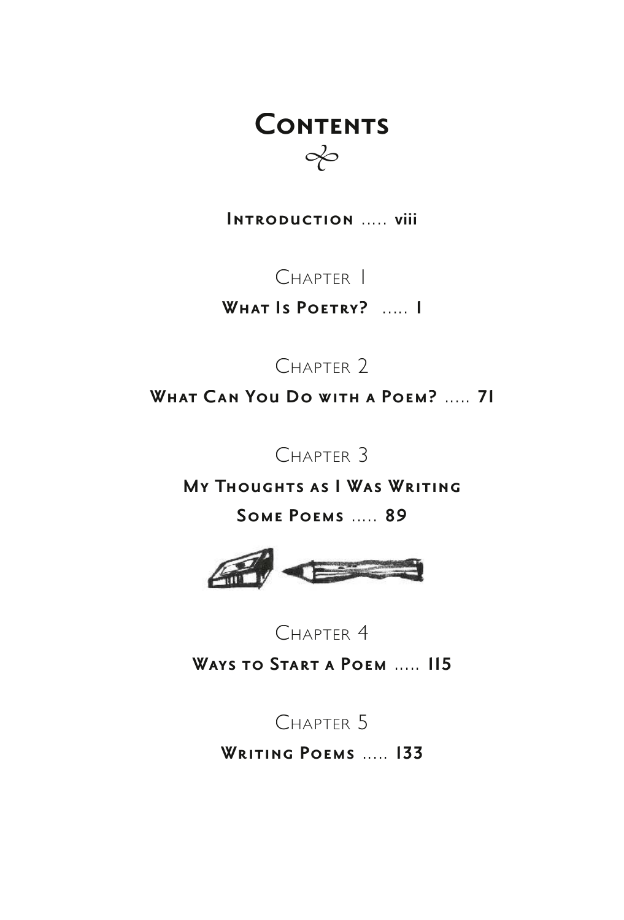# Contents

**Introduction ..... viii**

Chapter 1

**What Is Poetry? ..... 1**

Chapter 2

**What Can You Do with a Poem? ..... 71**

Chapter 3

**My Thoughts as I Was Writing Some Poems ..... 89**

Chapter 4

**Ways to Start a Poem ..... 115**

Chapter 5

**Writing Poems ..... 133**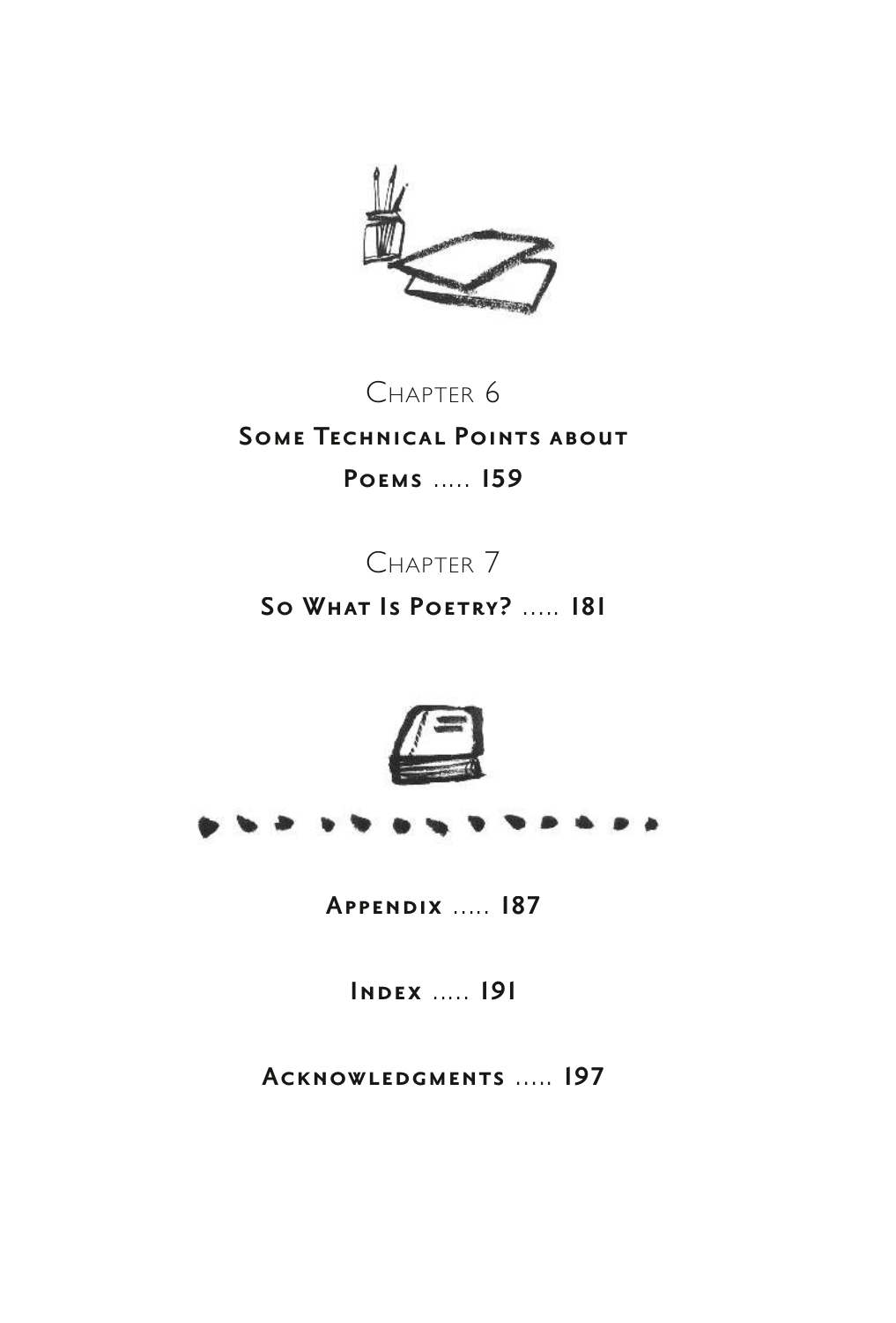Chapter 6

**Some Technical Points about Poems** ..... 159

Chapter 7

**So What Is Poetry?** ..... 181

**Appendix** ..... 187

**Index** ..... 191

**Acknowledgments** ..... 197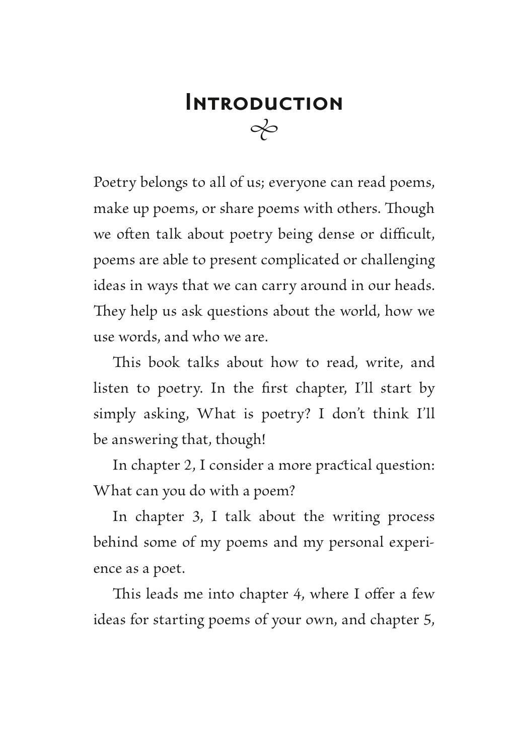# Introduction

Poetry belongs to all of us; everyone can read poems, make up poems, or share poems with others. Though we often talk about poetry being dense or difficult, poems are able to present complicated or challenging ideas in ways that we can carry around in our heads. They help us ask questions about the world, how we use words, and who we are.

This book talks about how to read, write, and listen to poetry. In the first chapter, I'll start by simply asking, What is poetry? I don't think I'll be answering that, though!

In chapter 2, I consider a more practical question: What can you do with a poem?

In chapter 3, I talk about the writing process behind some of my poems and my personal experience as a poet.

This leads me into chapter 4, where I offer a few ideas for starting poems of your own, and chapter 5,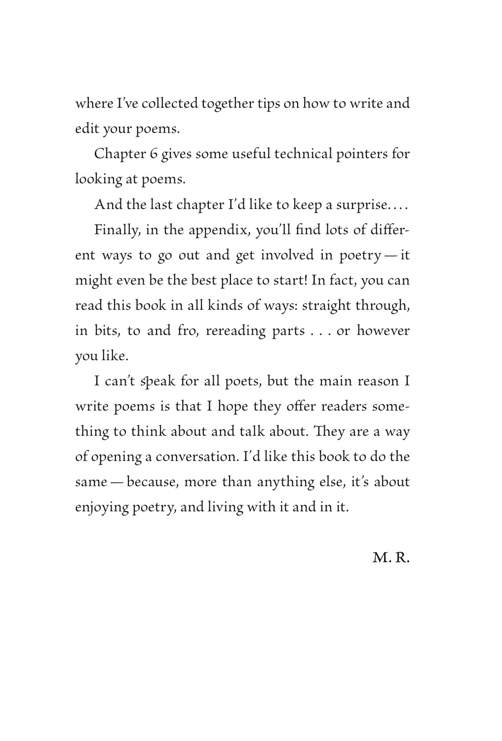where I've collected together tips on how to write and edit your poems.

Chapter 6 gives some useful technical pointers for looking at poems.

And the last chapter I'd like to keep a surprise. . . .

Finally, in the appendix, you'll find lots of different ways to go out and get involved in poetry — it might even be the best place to start! In fact, you can read this book in all kinds of ways: straight through, in bits, to and fro, rereading parts . . . or however you like.

I can't speak for all poets, but the main reason I write poems is that I hope they offer readers something to think about and talk about. They are a way of opening a conversation. I'd like this book to do the same — because, more than anything else, it's about enjoying poetry, and living with it and in it.

M. R.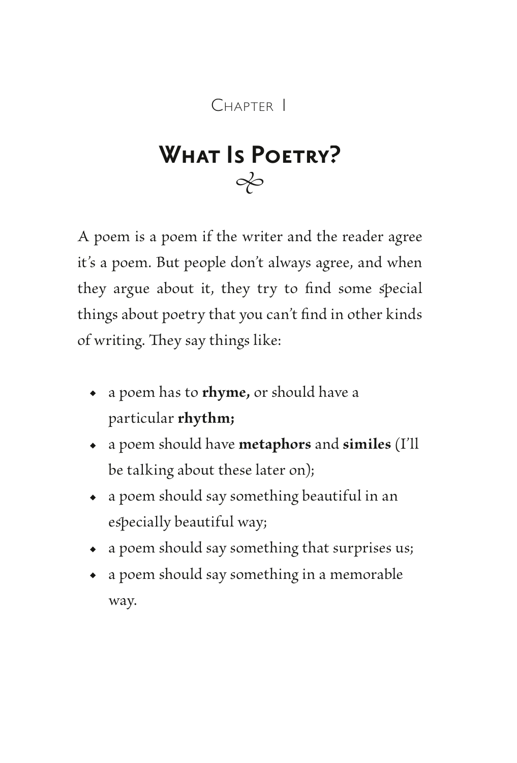Chapter 1

# What Is Poetry?

A poem is a poem if the writer and the reader agree it's a poem. But people don't always agree, and when they argue about it, they try to find some special things about poetry that you can't find in other kinds of writing. They say things like:

- a poem has to **rhyme,** or should have a particular **rhythm;**
- a poem should have **metaphors** and **similes** (I'll be talking about these later on);
- a poem should say something beautiful in an especially beautiful way;
- a poem should say something that surprises us;
- a poem should say something in a memorable way.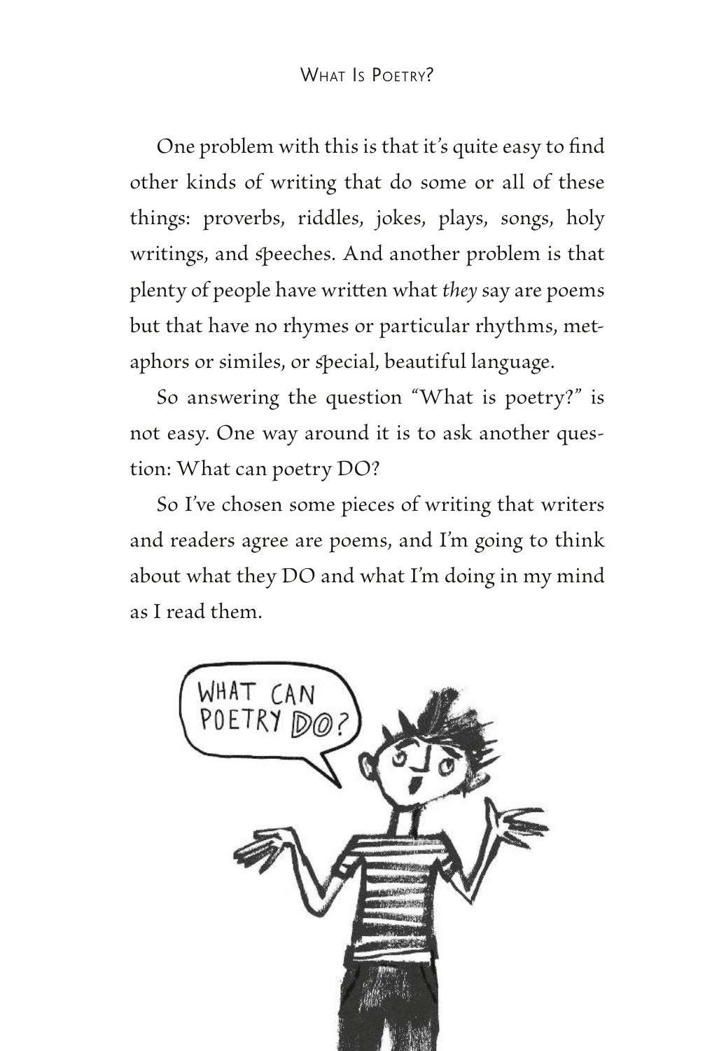One problem with this is that it's quite easy to find other kinds of writing that do some or all of these things: proverbs, riddles, jokes, plays, songs, holy writings, and speeches. And another problem is that plenty of people have written what *they* say are poems but that have no rhymes or particular rhythms, metaphors or similes, or special, beautiful language.

So answering the question "What is poetry?" is not easy. One way around it is to ask another question: What can poetry DO?

So I've chosen some pieces of writing that writers and readers agree are poems, and I'm going to think about what they DO and what I'm doing in my mind as I read them.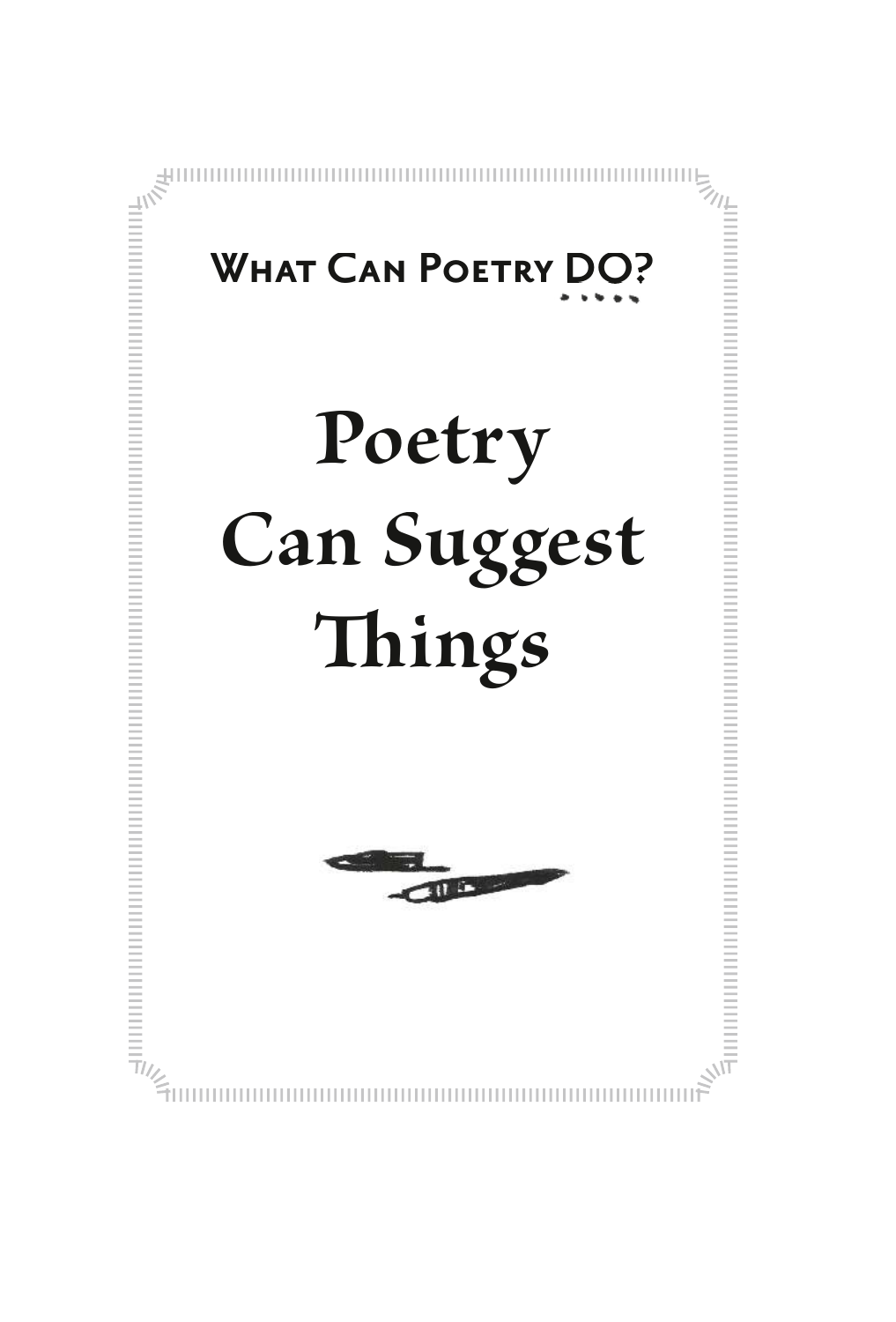What Can Poetry DO?

# Poetry Can Suggest Things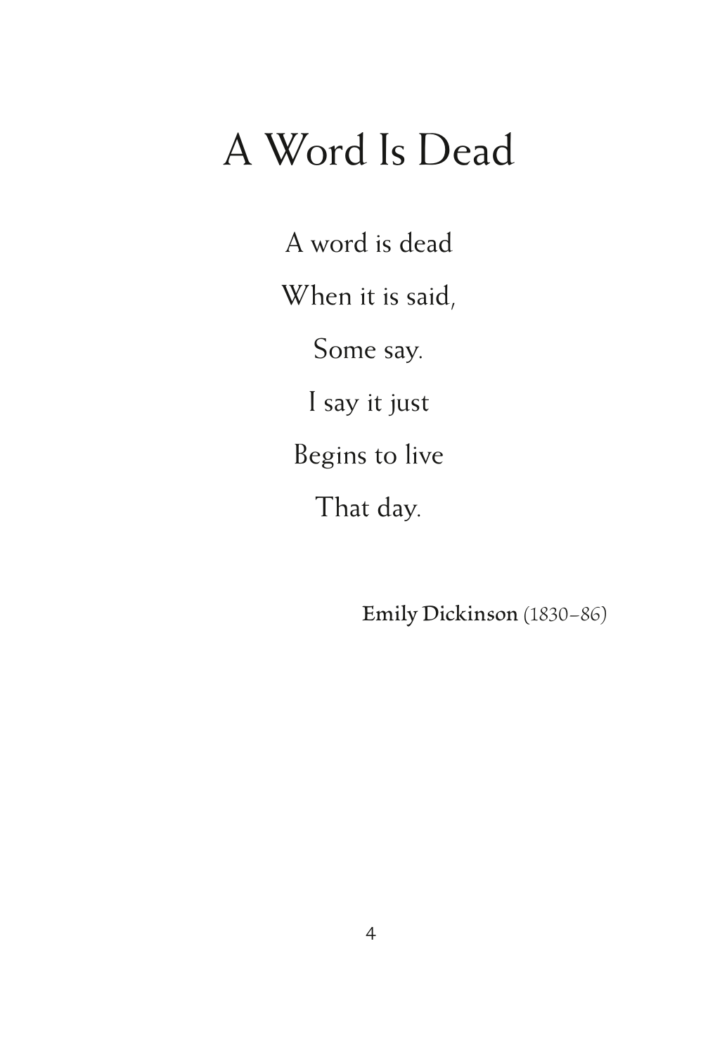# A Word Is Dead

A word is dead

When it is said,

Some say.

I say it just

Begins to live

That day.

**Emily Dickinson** (1830–86)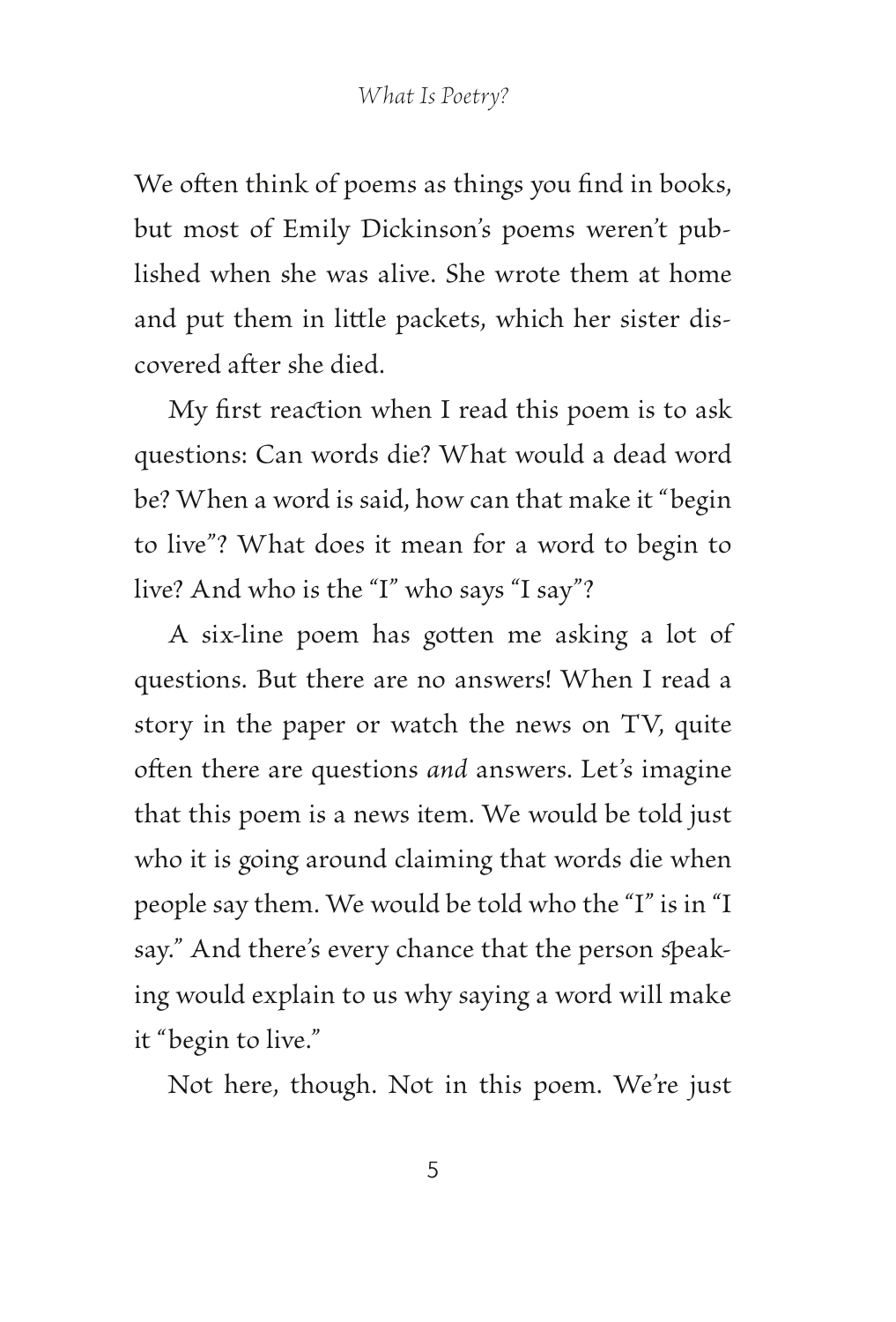We often think of poems as things you find in books, but most of Emily Dickinson's poems weren't published when she was alive. She wrote them at home and put them in little packets, which her sister discovered after she died.

My first reaction when I read this poem is to ask questions: Can words die? What would a dead word be? When a word is said, how can that make it "begin to live"? What does it mean for a word to begin to live? And who is the "I" who says "I say"?

A six-line poem has gotten me asking a lot of questions. But there are no answers! When I read a story in the paper or watch the news on TV, quite often there are questions *and* answers. Let's imagine that this poem is a news item. We would be told just who it is going around claiming that words die when people say them. We would be told who the "I" is in "I say." And there's every chance that the person speaking would explain to us why saying a word will make it "begin to live."

Not here, though. Not in this poem. We're just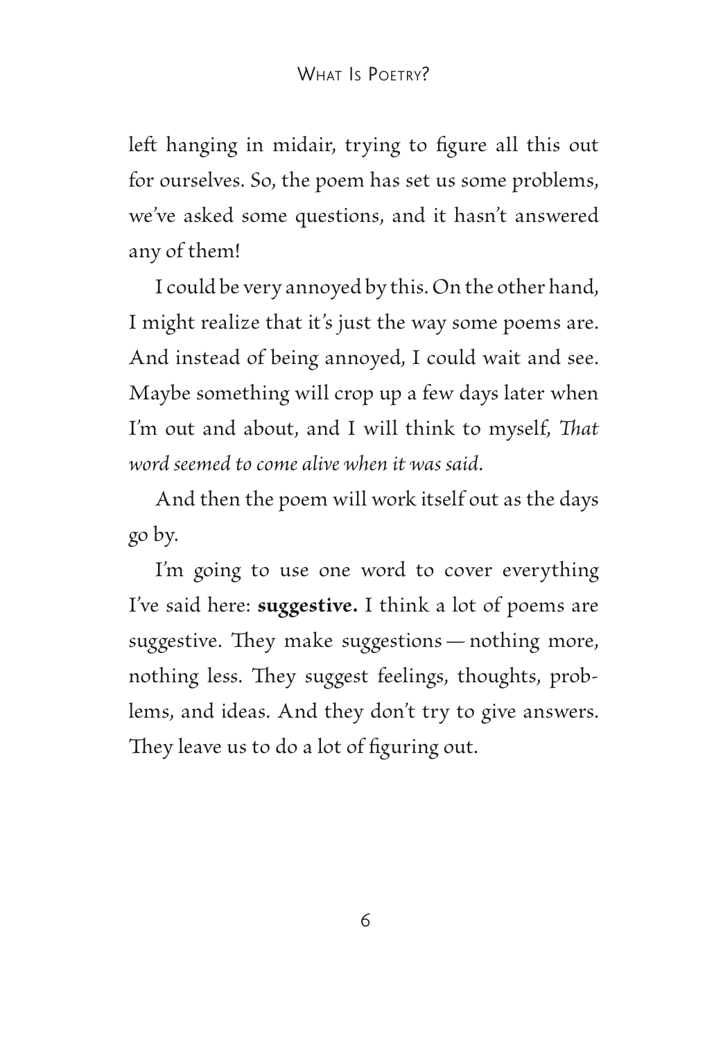left hanging in midair, trying to figure all this out for ourselves. So, the poem has set us some problems, we've asked some questions, and it hasn't answered any of them!

I could be very annoyed by this. On the other hand, I might realize that it's just the way some poems are. And instead of being annoyed, I could wait and see. Maybe something will crop up a few days later when I'm out and about, and I will think to myself, *That word seemed to come alive when it was said.*

And then the poem will work itself out as the days go by.

I'm going to use one word to cover everything I've said here: **suggestive.** I think a lot of poems are suggestive. They make suggestions — nothing more, nothing less. They suggest feelings, thoughts, problems, and ideas. And they don't try to give answers. They leave us to do a lot of figuring out.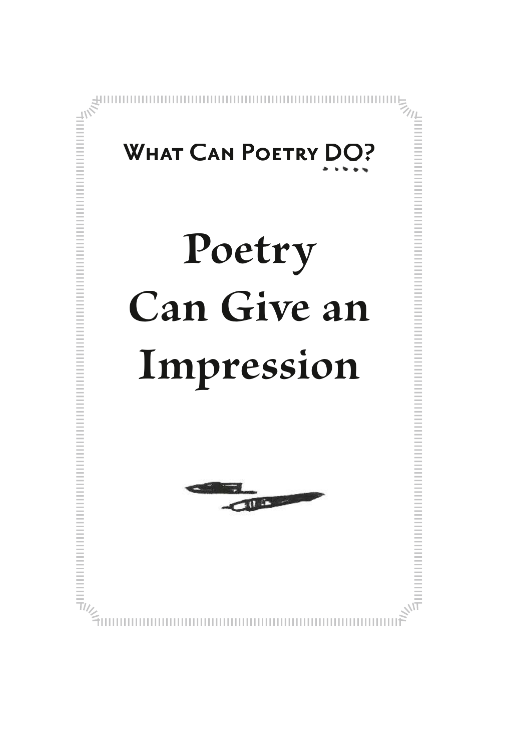## What Can Poetry DO?

# Poetry Can Give an Impression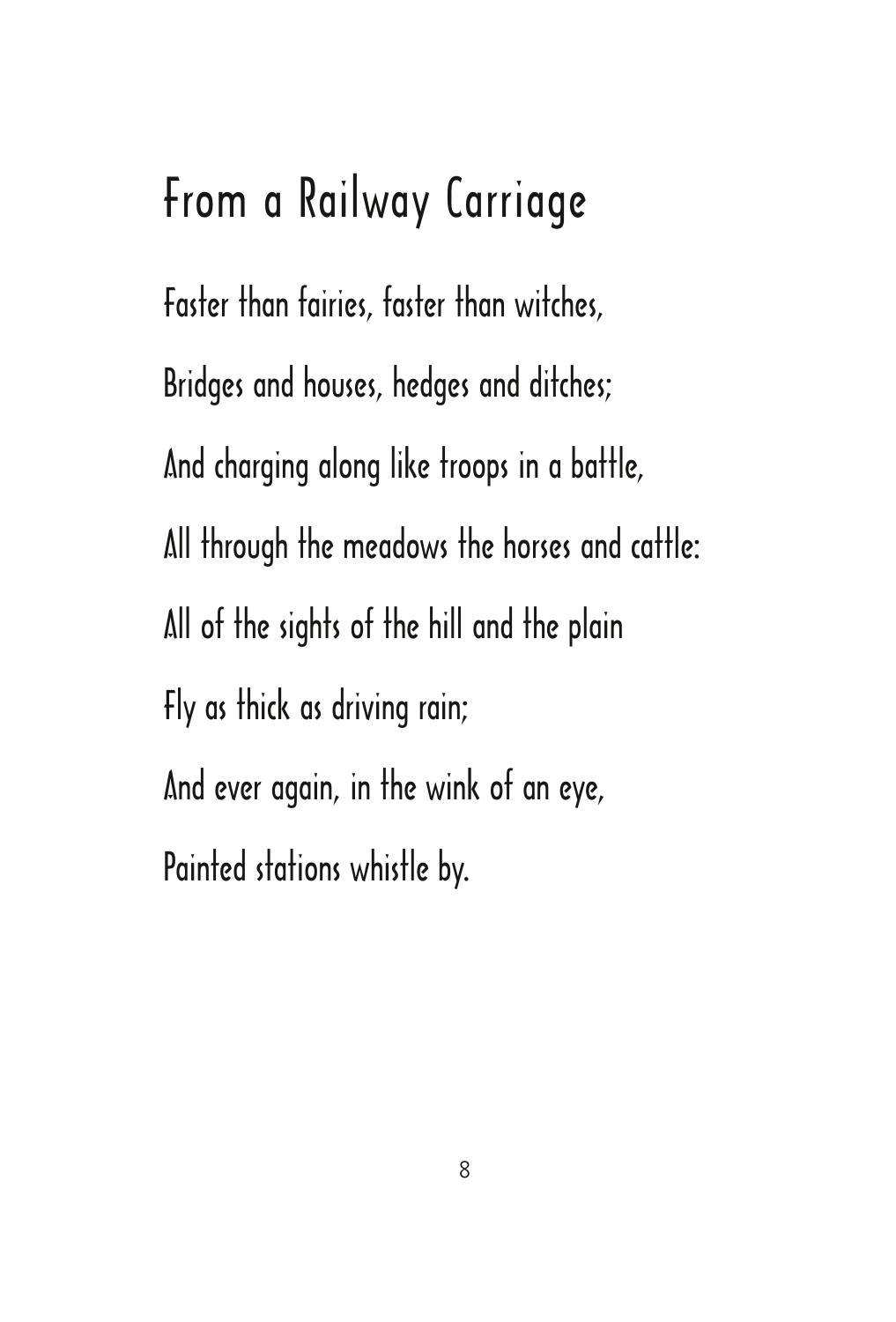# From a Railway Carriage

Faster than fairies, faster than witches,

Bridges and houses, hedges and ditches;

And charging along like troops in a battle,

All through the meadows the horses and cattle:

All of the sights of the hill and the plain

Fly as thick as driving rain;

And ever again, in the wink of an eye,

Painted stations whistle by.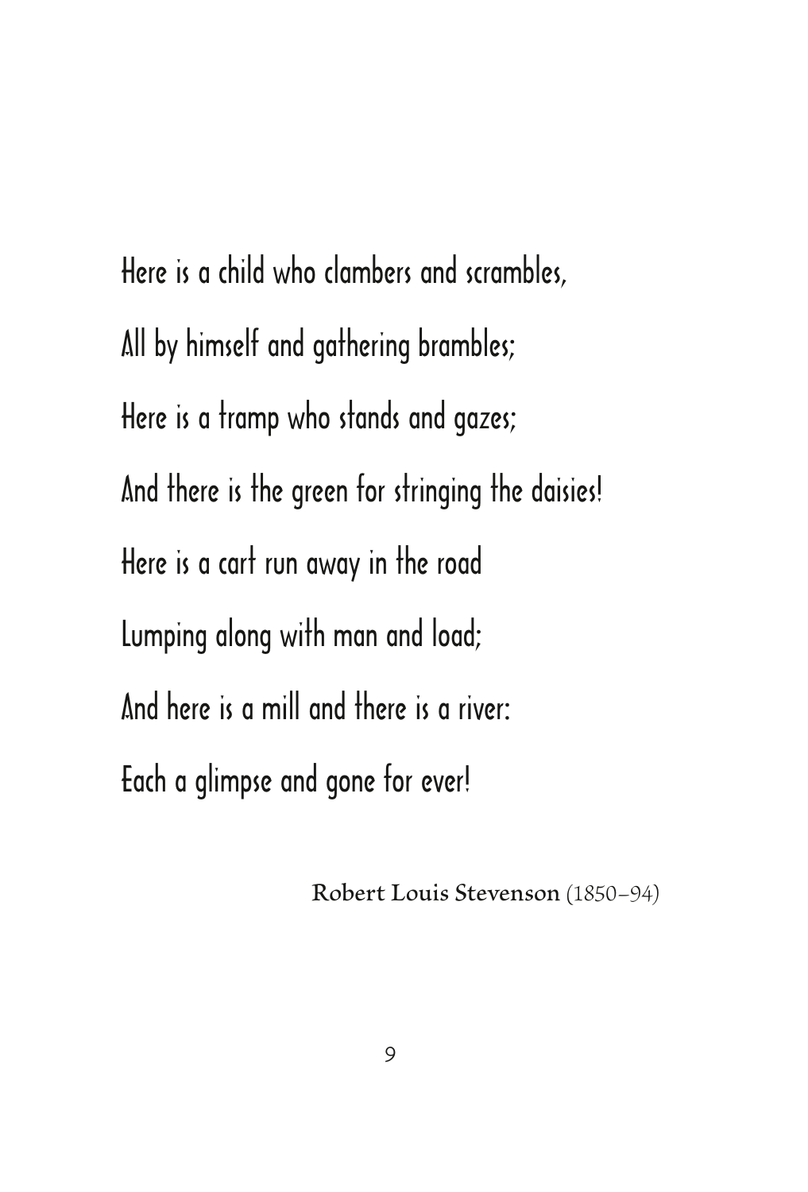Here is a child who clambers and scrambles,  
All by himself and gathering brambles;  
Here is a tramp who stands and gazes;  
And there is the green for stringing the daisies!  
Here is a cart run away in the road  
Lumping along with man and load;  
And here is a mill and there is a river:  
Each a glimpse and gone for ever!

Robert Louis Stevenson (1850–94)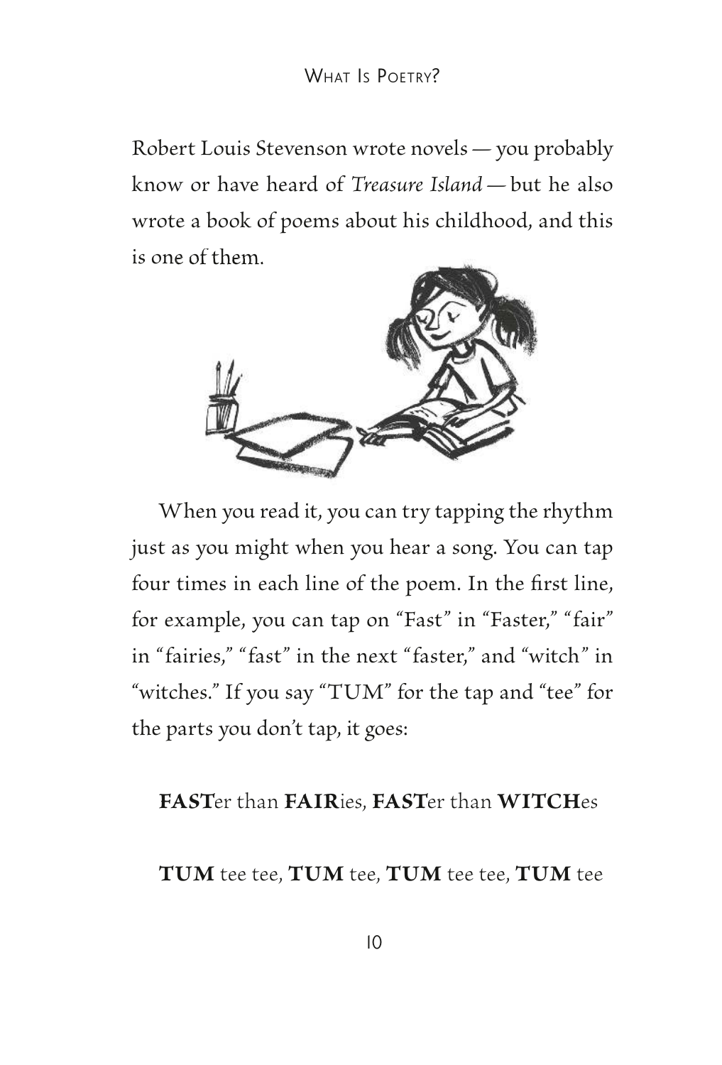Robert Louis Stevenson wrote novels — you probably know or have heard of *Treasure Island* — but he also wrote a book of poems about his childhood, and this is one of them.

When you read it, you can try tapping the rhythm just as you might when you hear a song. You can tap four times in each line of the poem. In the first line, for example, you can tap on "Fast" in "Faster," "fair" in "fairies," "fast" in the next "faster," and "witch" in "witches." If you say "TUM" for the tap and "tee" for the parts you don't tap, it goes:

**FAST**er than **FAIR**ies, **FAST**er than **WITCH**es

**TUM** tee tee, **TUM** tee, **TUM** tee tee, **TUM** tee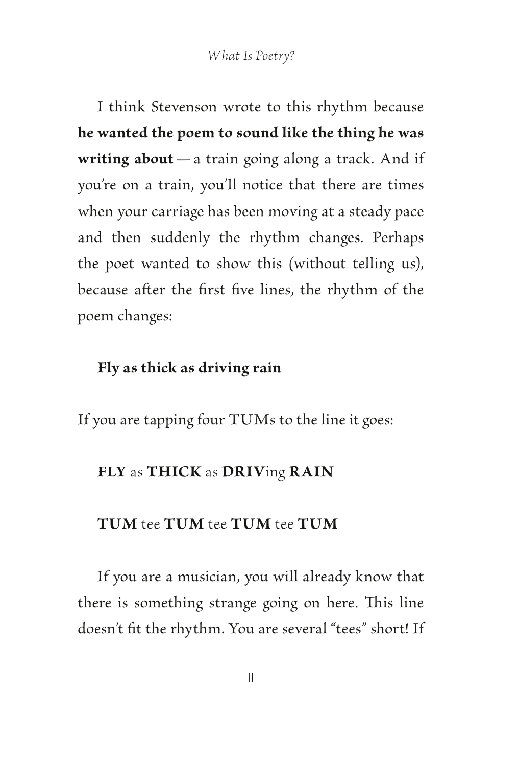I think Stevenson wrote to this rhythm because **he wanted the poem to sound like the thing he was writing about** — a train going along a track. And if you're on a train, you'll notice that there are times when your carriage has been moving at a steady pace and then suddenly the rhythm changes. Perhaps the poet wanted to show this (without telling us), because after the first five lines, the rhythm of the poem changes:

**Fly as thick as driving rain**

If you are tapping four TUMs to the line it goes:

**FLY** as **THICK** as **DRIV**ing **RAIN**

**TUM** tee **TUM** tee **TUM** tee **TUM**

If you are a musician, you will already know that there is something strange going on here. This line doesn't fit the rhythm. You are several "tees" short! If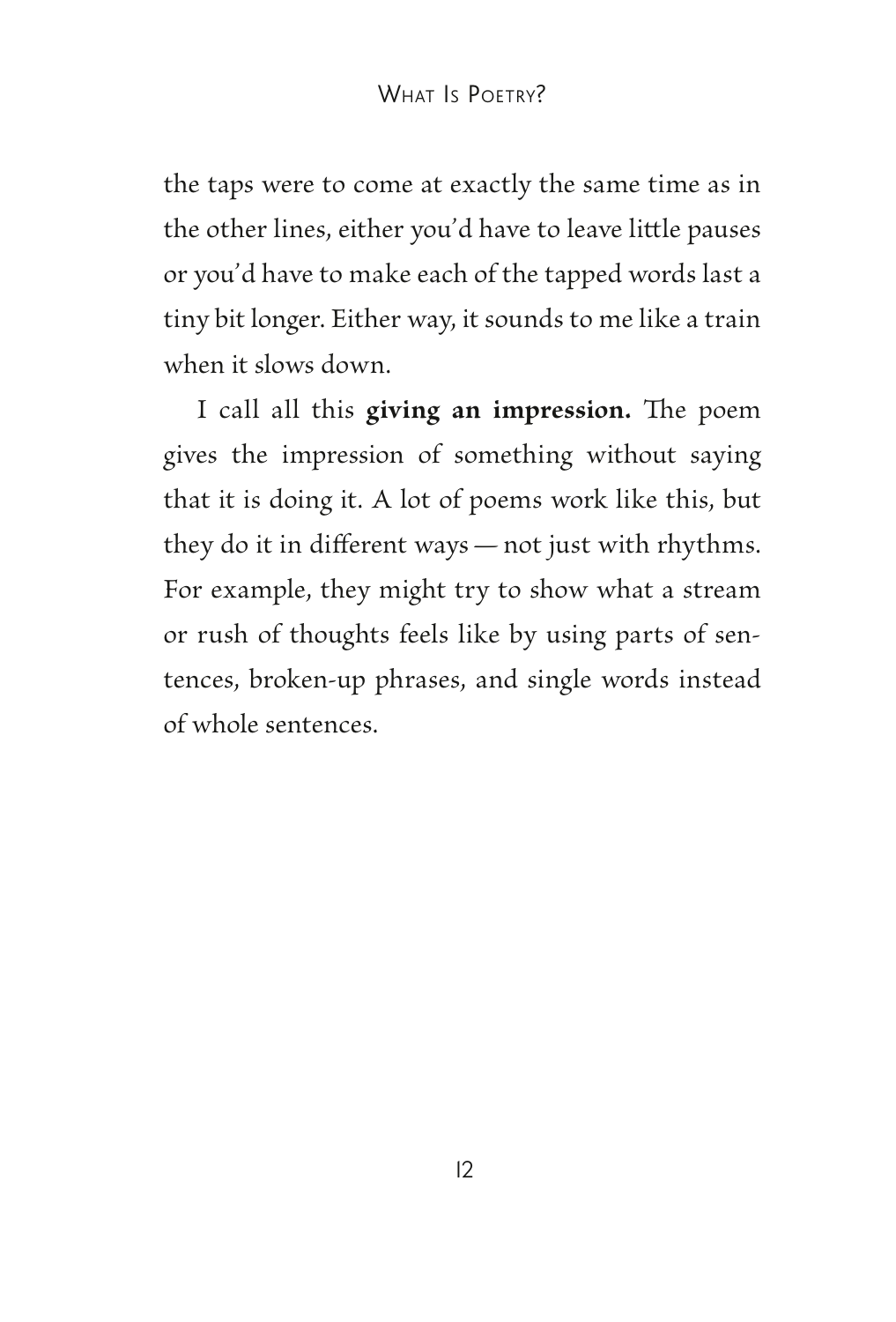the taps were to come at exactly the same time as in the other lines, either you'd have to leave little pauses or you'd have to make each of the tapped words last a tiny bit longer. Either way, it sounds to me like a train when it slows down.

I call all this **giving an impression.** The poem gives the impression of something without saying that it is doing it. A lot of poems work like this, but they do it in different ways — not just with rhythms. For example, they might try to show what a stream or rush of thoughts feels like by using parts of sentences, broken-up phrases, and single words instead of whole sentences.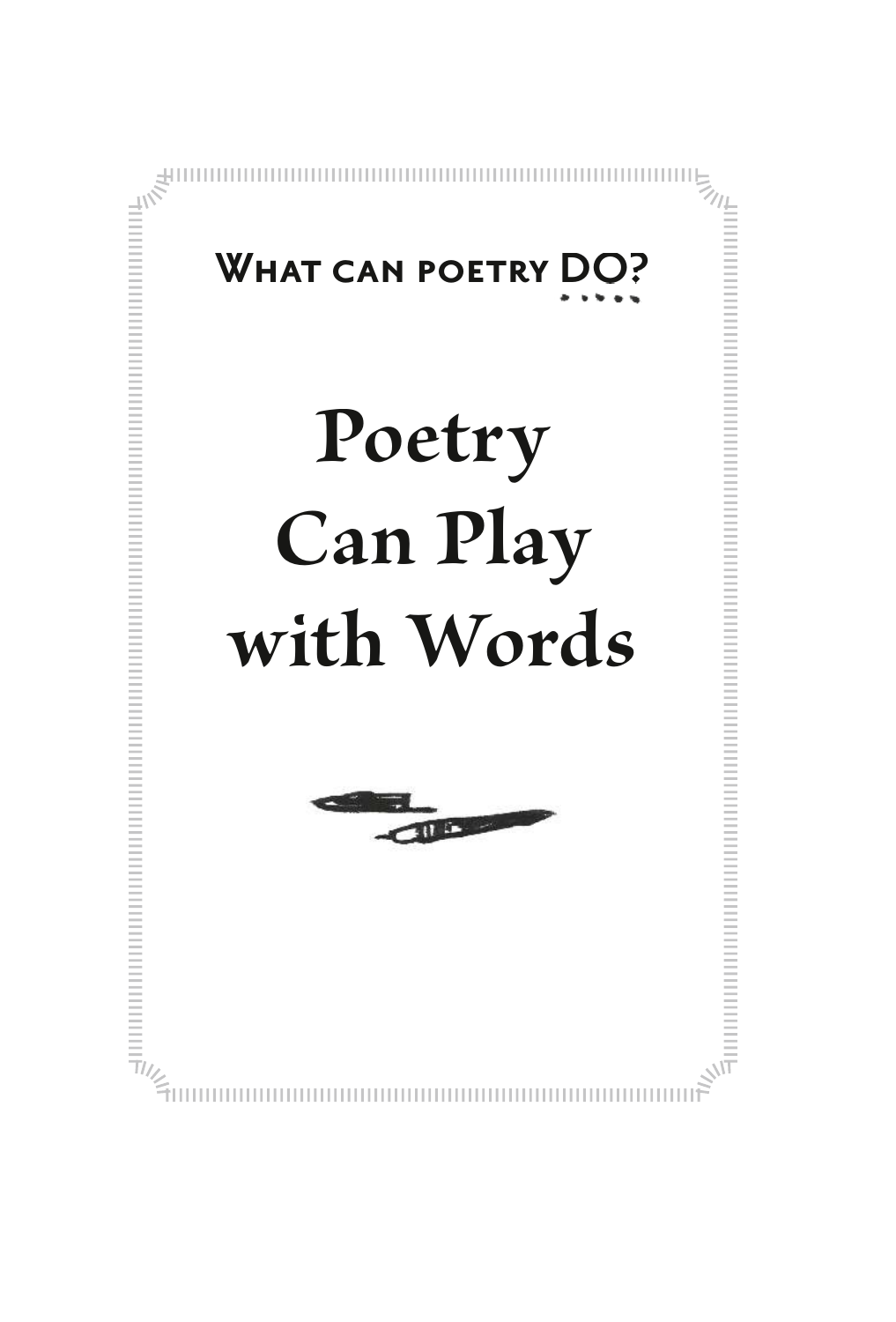What can poetry DO?

# Poetry Can Play with Words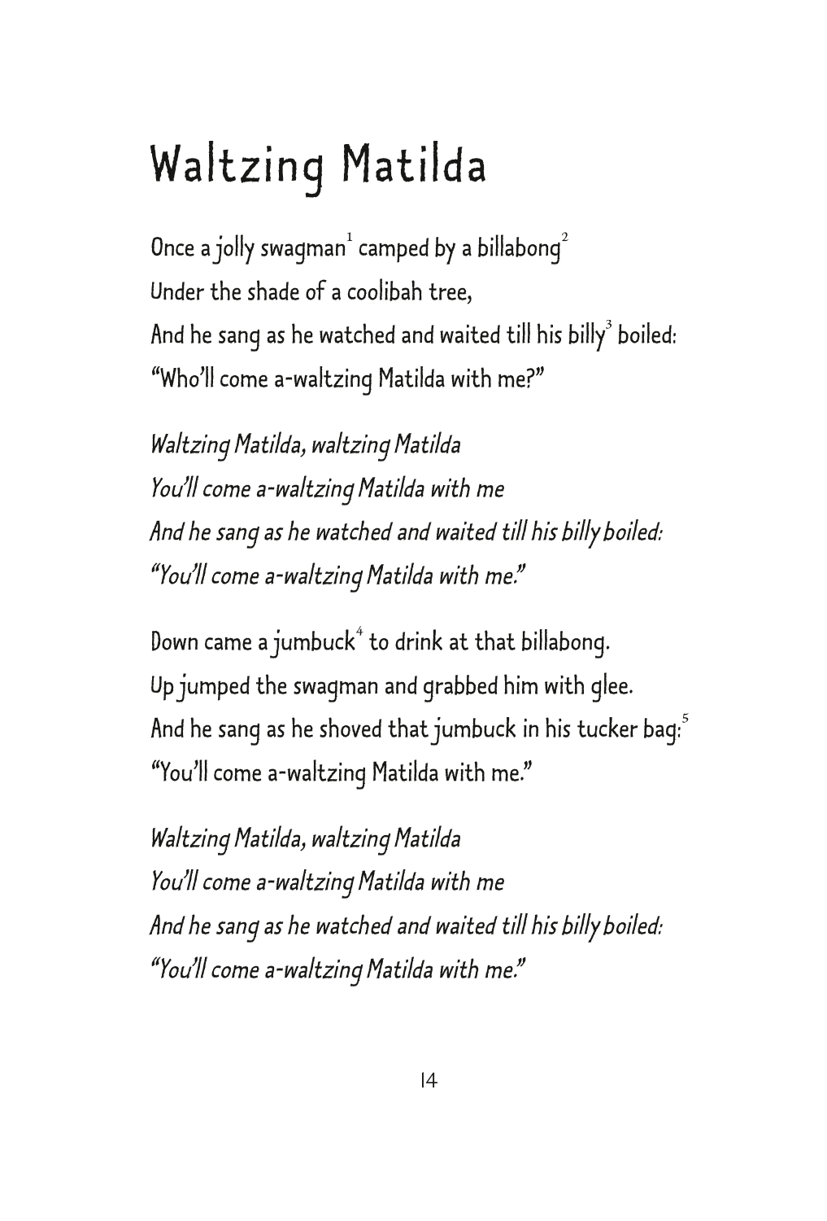# Waltzing Matilda

Once a jolly swagman[1] camped by a billabong[2]
Under the shade of a coolibah tree,
And he sang as he watched and waited till his billy[3] boiled:
"Who'll come a-waltzing Matilda with me?"

*Waltzing Matilda, waltzing Matilda*
*You'll come a-waltzing Matilda with me*
*And he sang as he watched and waited till his billy boiled:*
*"You'll come a-waltzing Matilda with me."*

Down came a jumbuck[4] to drink at that billabong.
Up jumped the swagman and grabbed him with glee.
And he sang as he shoved that jumbuck in his tucker bag:[5]
"You'll come a-waltzing Matilda with me."

*Waltzing Matilda, waltzing Matilda*
*You'll come a-waltzing Matilda with me*
*And he sang as he watched and waited till his billy boiled:*
*"You'll come a-waltzing Matilda with me."*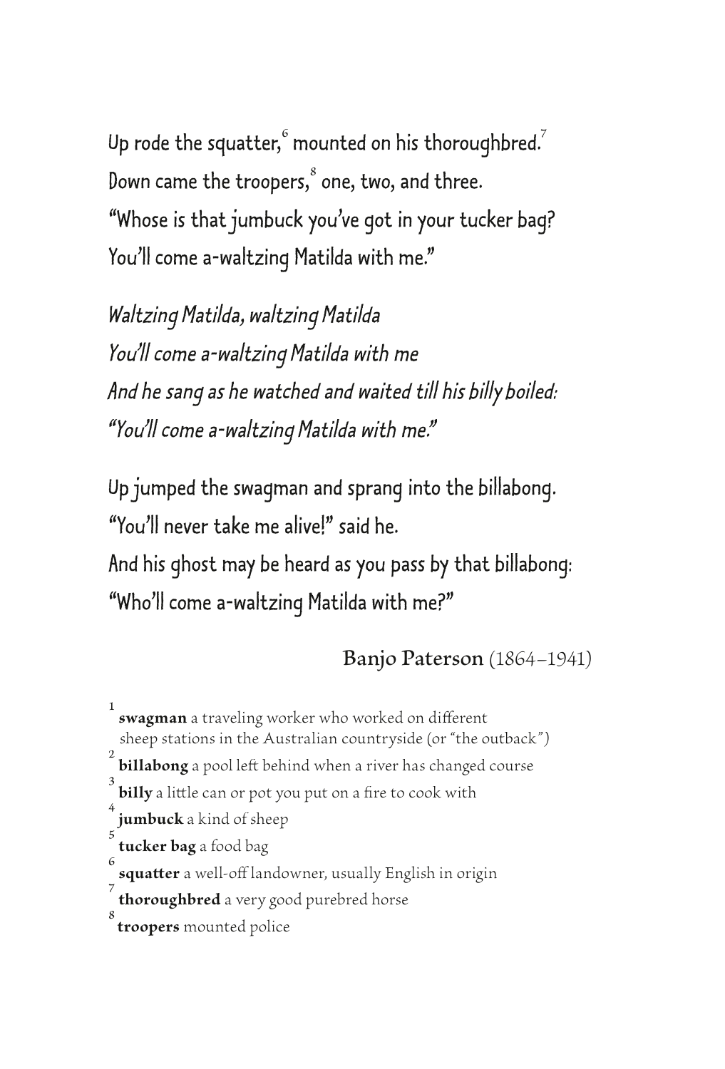Up rode the squatter,[6] mounted on his thoroughbred.[7]
Down came the troopers,[8] one, two, and three.
"Whose is that jumbuck you've got in your tucker bag?
You'll come a-waltzing Matilda with me."

*Waltzing Matilda, waltzing Matilda*
*You'll come a-waltzing Matilda with me*
*And he sang as he watched and waited till his billy boiled:*
*"You'll come a-waltzing Matilda with me."*

Up jumped the swagman and sprang into the billabong.
"You'll never take me alive!" said he.
And his ghost may be heard as you pass by that billabong:
"Who'll come a-waltzing Matilda with me?"

Banjo Paterson (1864–1941)

[1] **swagman** a traveling worker who worked on different sheep stations in the Australian countryside (or "the outback")
[2] **billabong** a pool left behind when a river has changed course
[3] **billy** a little can or pot you put on a fire to cook with
[4] **jumbuck** a kind of sheep
[5] **tucker bag** a food bag
[6] **squatter** a well-off landowner, usually English in origin
[7] **thoroughbred** a very good purebred horse
[8] **troopers** mounted police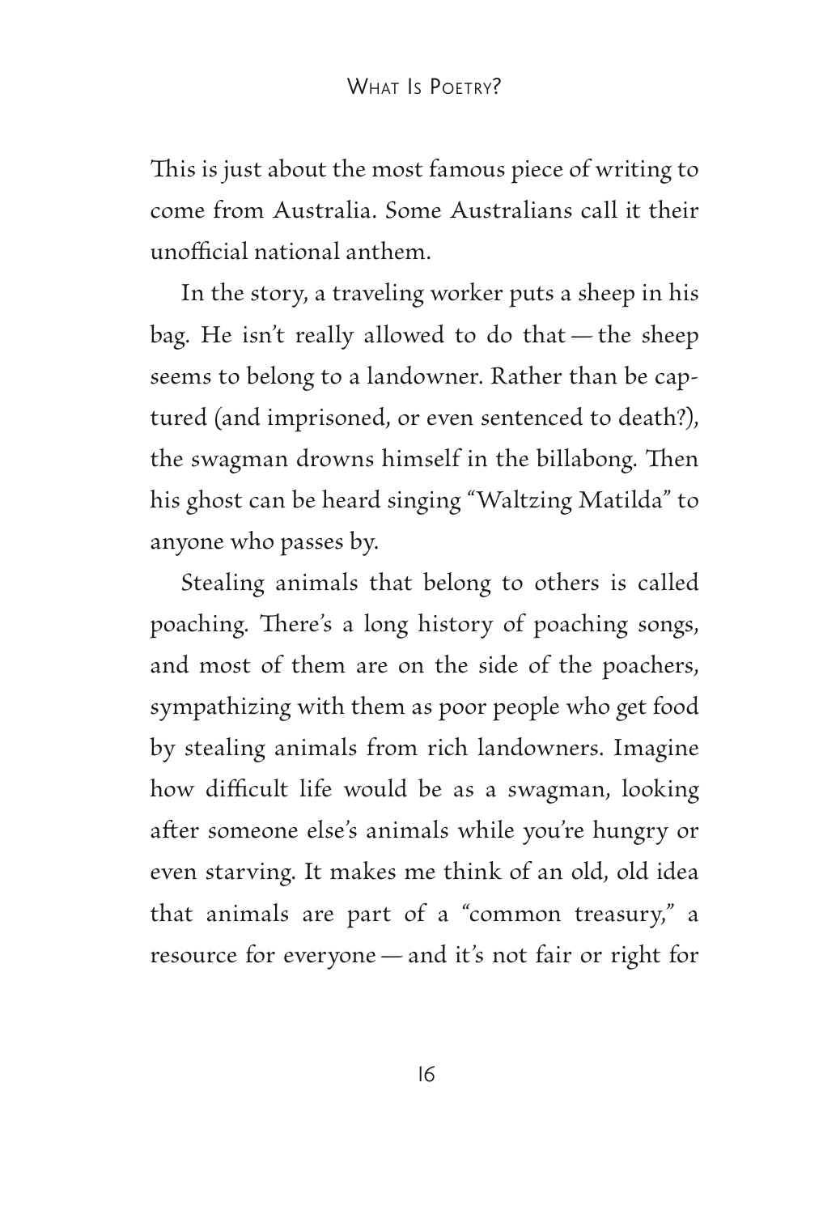This is just about the most famous piece of writing to come from Australia. Some Australians call it their unofficial national anthem.

In the story, a traveling worker puts a sheep in his bag. He isn't really allowed to do that — the sheep seems to belong to a landowner. Rather than be captured (and imprisoned, or even sentenced to death?), the swagman drowns himself in the billabong. Then his ghost can be heard singing "Waltzing Matilda" to anyone who passes by.

Stealing animals that belong to others is called poaching. There's a long history of poaching songs, and most of them are on the side of the poachers, sympathizing with them as poor people who get food by stealing animals from rich landowners. Imagine how difficult life would be as a swagman, looking after someone else's animals while you're hungry or even starving. It makes me think of an old, old idea that animals are part of a "common treasury," a resource for everyone — and it's not fair or right for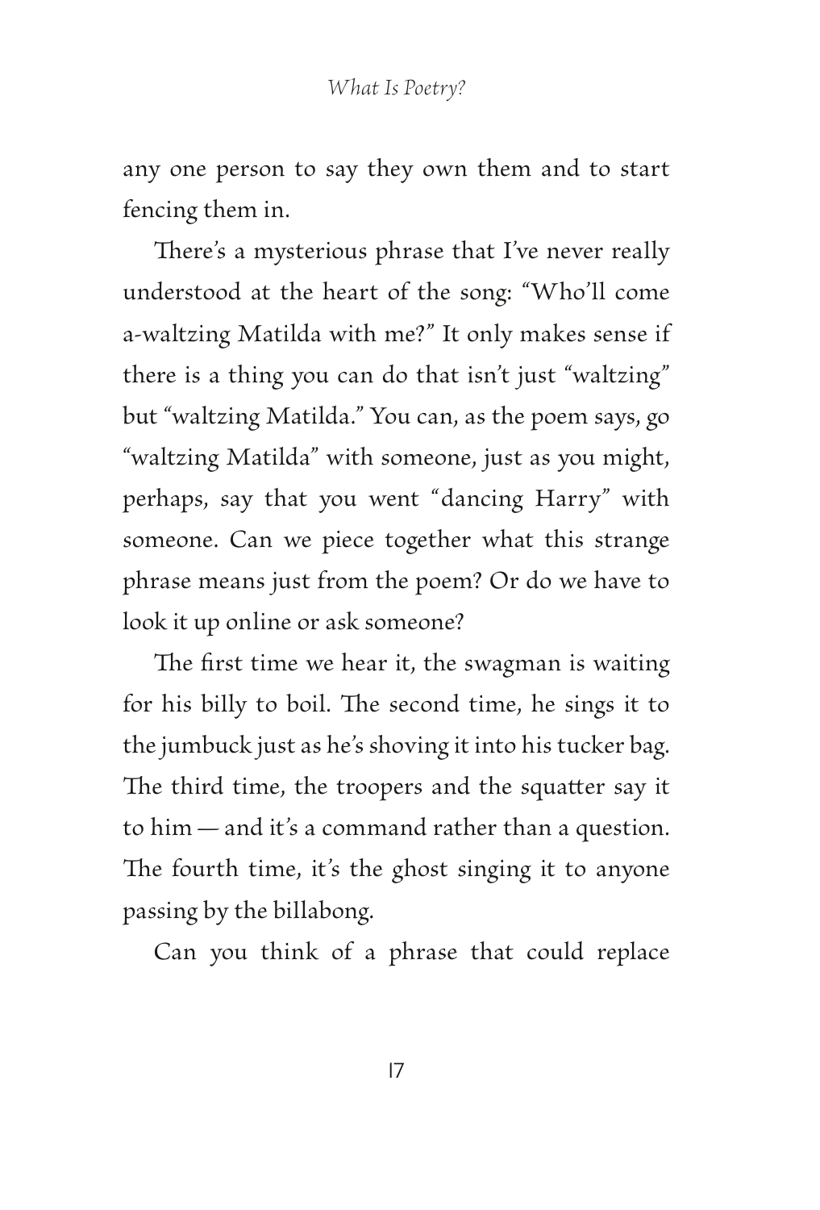any one person to say they own them and to start fencing them in.

There's a mysterious phrase that I've never really understood at the heart of the song: "Who'll come a-waltzing Matilda with me?" It only makes sense if there is a thing you can do that isn't just "waltzing" but "waltzing Matilda." You can, as the poem says, go "waltzing Matilda" with someone, just as you might, perhaps, say that you went "dancing Harry" with someone. Can we piece together what this strange phrase means just from the poem? Or do we have to look it up online or ask someone?

The first time we hear it, the swagman is waiting for his billy to boil. The second time, he sings it to the jumbuck just as he's shoving it into his tucker bag. The third time, the troopers and the squatter say it to him — and it's a command rather than a question. The fourth time, it's the ghost singing it to anyone passing by the billabong.

Can you think of a phrase that could replace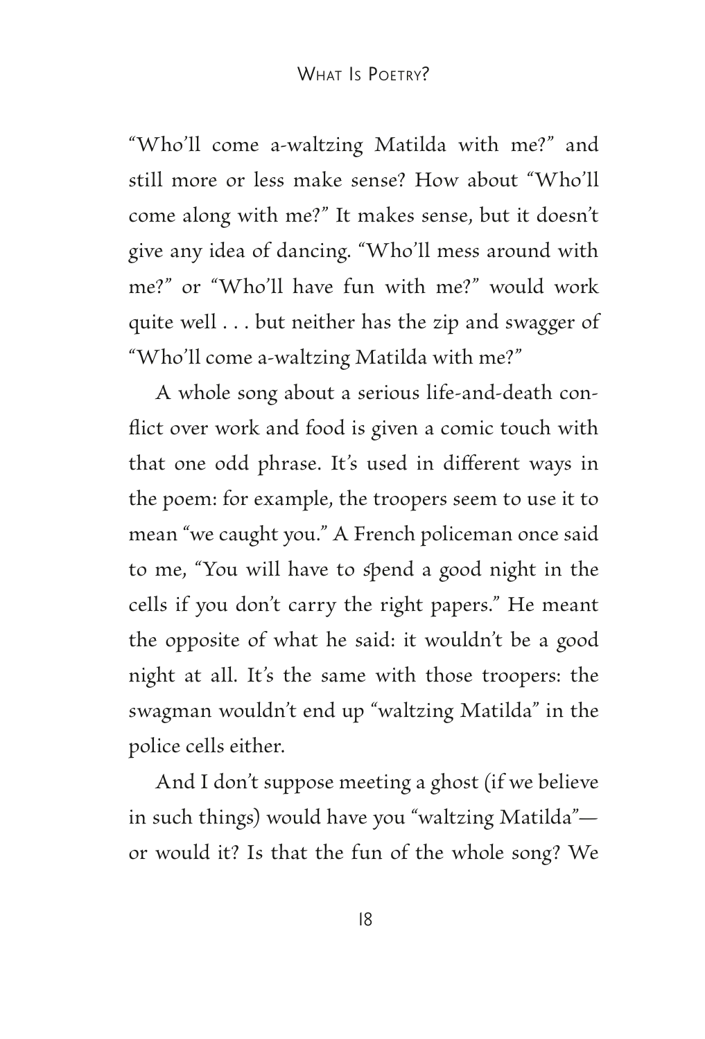"Who'll come a-waltzing Matilda with me?" and still more or less make sense? How about "Who'll come along with me?" It makes sense, but it doesn't give any idea of dancing. "Who'll mess around with me?" or "Who'll have fun with me?" would work quite well . . . but neither has the zip and swagger of "Who'll come a-waltzing Matilda with me?"

A whole song about a serious life-and-death conflict over work and food is given a comic touch with that one odd phrase. It's used in different ways in the poem: for example, the troopers seem to use it to mean "we caught you." A French policeman once said to me, "You will have to spend a good night in the cells if you don't carry the right papers." He meant the opposite of what he said: it wouldn't be a good night at all. It's the same with those troopers: the swagman wouldn't end up "waltzing Matilda" in the police cells either.

And I don't suppose meeting a ghost (if we believe in such things) would have you "waltzing Matilda"— or would it? Is that the fun of the whole song? We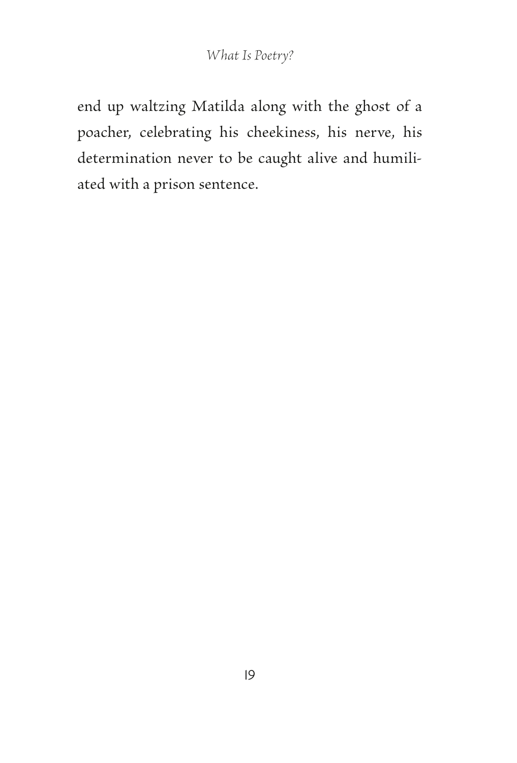end up waltzing Matilda along with the ghost of a poacher, celebrating his cheekiness, his nerve, his determination never to be caught alive and humiliated with a prison sentence.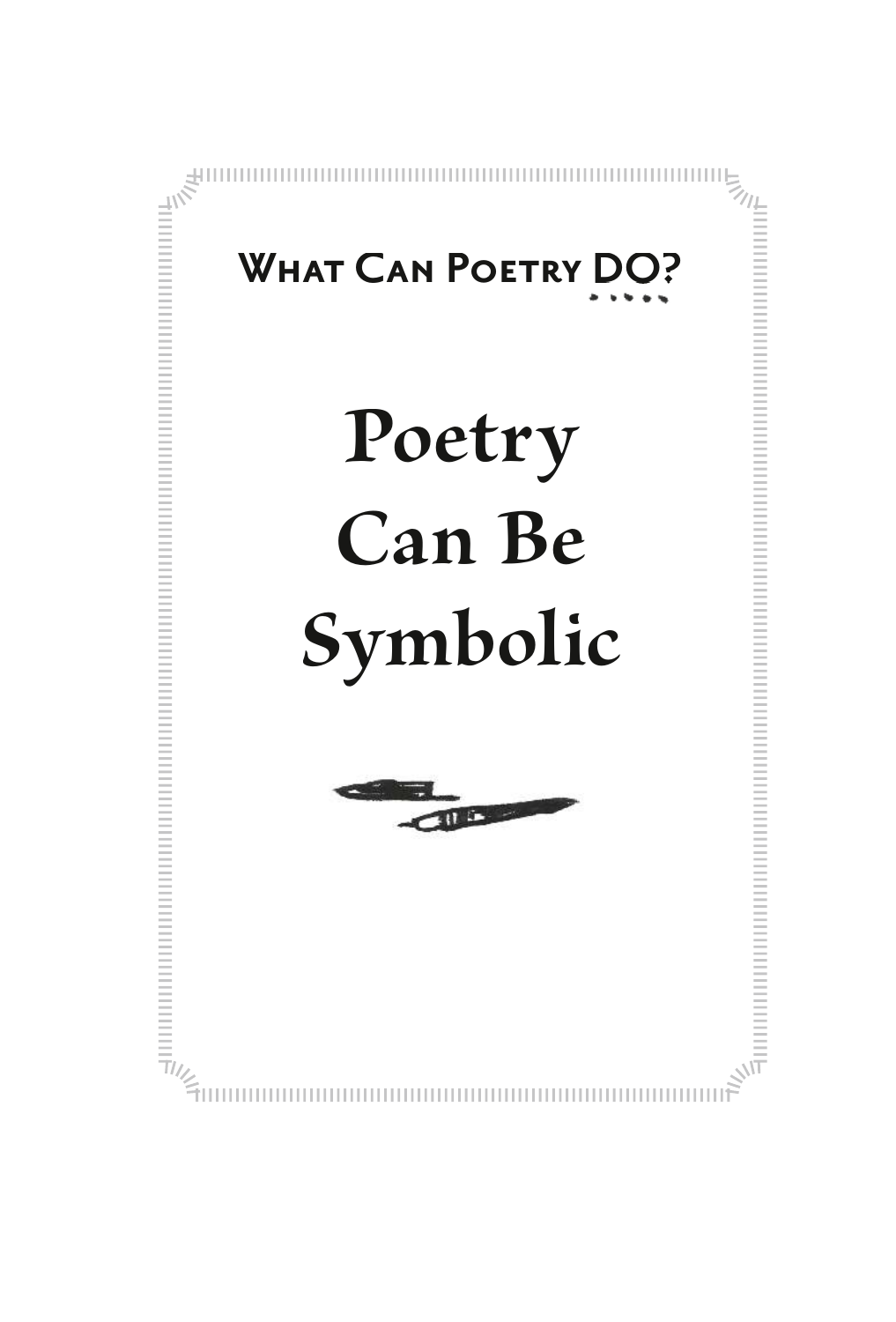WHAT CAN POETRY DO?

# Poetry Can Be Symbolic